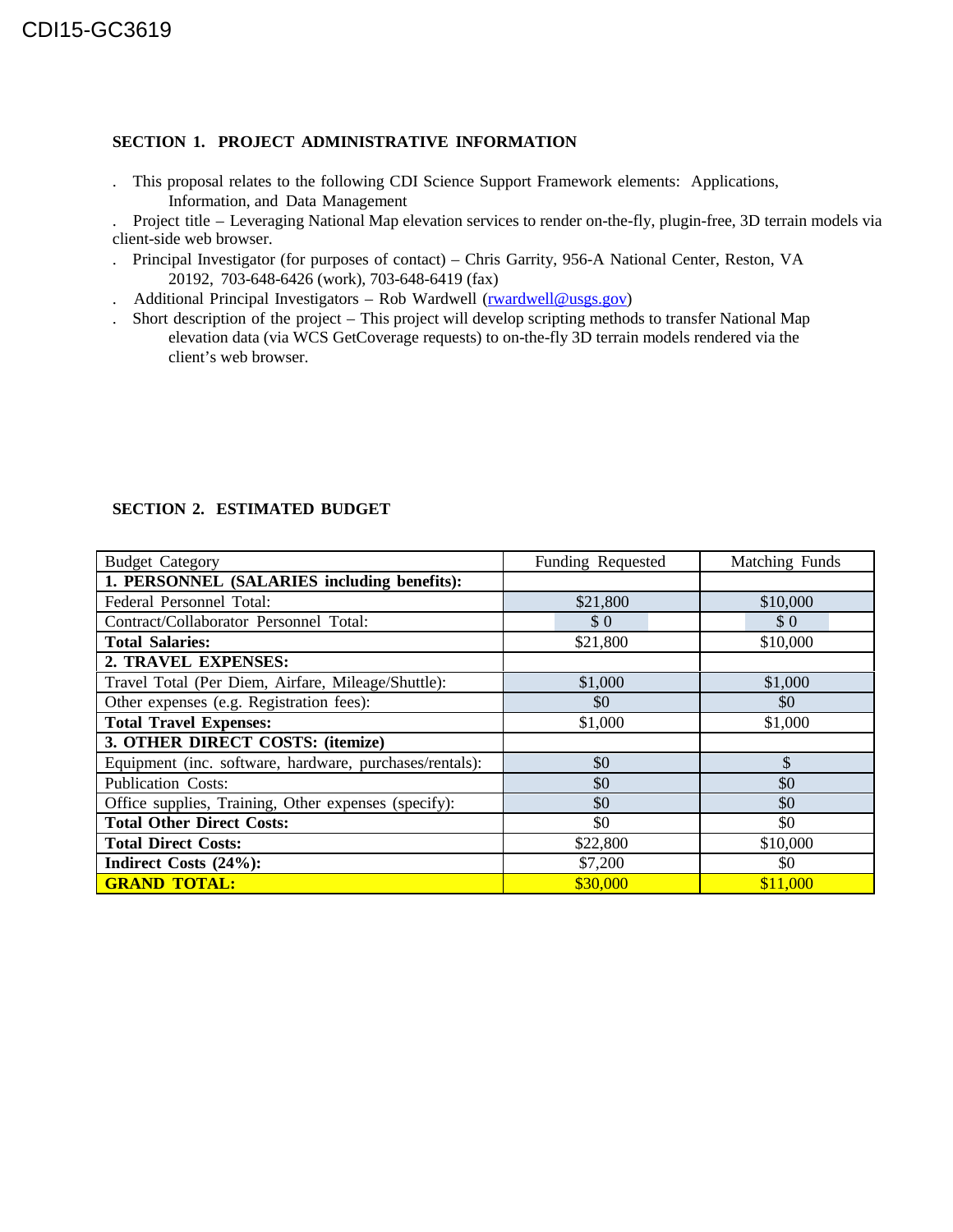CDI15-GC3619

## SECTION 1. PROJECT ADMINISTRATIVE INFORMATION

. This proposal relates to the following CDI Science Support Framework elements: Applications, Information, and Data Management

. Project title – Leveraging National Map elevation services to render on-the-fly, plugin-free, 3D terrain models via client-side web browser.

. Principal Investigator (for purposes of contact) – Chris Garrity, 956-A National Center, Reston, VA 20192, 703-648-6426 (work), 703-648-6419 (fax)

. Additional Principal Investigators – Rob Wardwell (rwardwell@usgs.gov)

. Short description of the project – This project will develop scripting methods to transfer National Map elevation data (via WCS GetCoverage requests) to on-the-fly 3D terrain models rendered via the client's web browser.

## SECTION 2. ESTIMATED BUDGET

| Budget Category | Funding Requested | Matching Funds |
|---|---|---|
| **1. PERSONNEL (SALARIES including benefits):** | | |
| Federal Personnel Total: | $21,800 | $10,000 |
| Contract/Collaborator Personnel Total: | $ 0 | $ 0 |
| **Total Salaries:** | $21,800 | $10,000 |
| **2. TRAVEL EXPENSES:** | | |
| Travel Total (Per Diem, Airfare, Mileage/Shuttle): | $1,000 | $1,000 |
| Other expenses (e.g. Registration fees): | $0 | $0 |
| **Total Travel Expenses:** | $1,000 | $1,000 |
| **3. OTHER DIRECT COSTS: (itemize)** | | |
| Equipment (inc. software, hardware, purchases/rentals): | $0 | $ |
| Publication Costs: | $0 | $0 |
| Office supplies, Training, Other expenses (specify): | $0 | $0 |
| **Total Other Direct Costs:** | $0 | $0 |
| **Total Direct Costs:** | $22,800 | $10,000 |
| **Indirect Costs (24%):** | $7,200 | $0 |
| **GRAND TOTAL:** | $30,000 | $11,000 |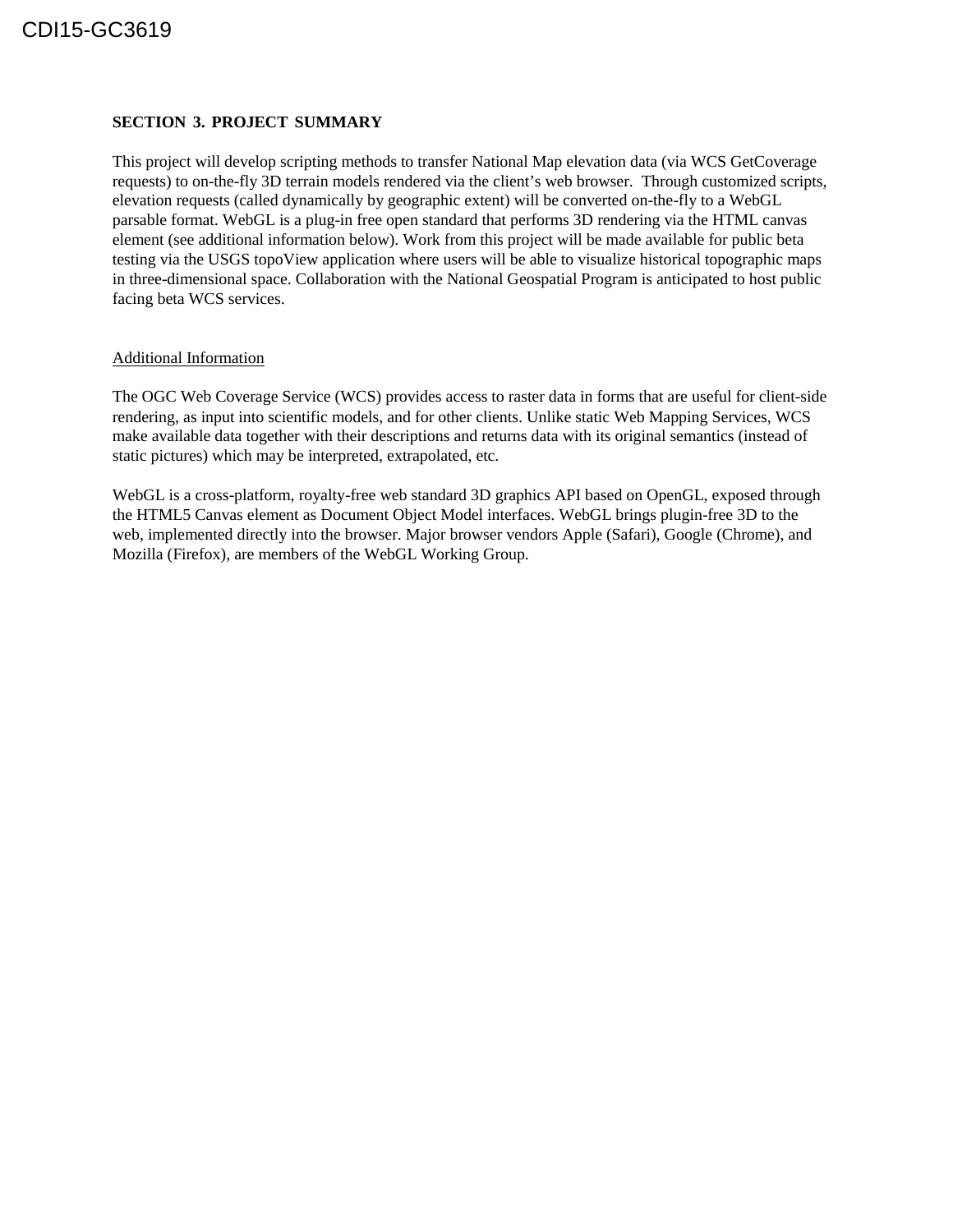## SECTION 3. PROJECT SUMMARY

This project will develop scripting methods to transfer National Map elevation data (via WCS GetCoverage requests) to on-the-fly 3D terrain models rendered via the client's web browser. Through customized scripts, elevation requests (called dynamically by geographic extent) will be converted on-the-fly to a WebGL parsable format. WebGL is a plug-in free open standard that performs 3D rendering via the HTML canvas element (see additional information below). Work from this project will be made available for public beta testing via the USGS topoView application where users will be able to visualize historical topographic maps in three-dimensional space. Collaboration with the National Geospatial Program is anticipated to host public facing beta WCS services.

### Additional Information

The OGC Web Coverage Service (WCS) provides access to raster data in forms that are useful for client-side rendering, as input into scientific models, and for other clients. Unlike static Web Mapping Services, WCS make available data together with their descriptions and returns data with its original semantics (instead of static pictures) which may be interpreted, extrapolated, etc.

WebGL is a cross-platform, royalty-free web standard 3D graphics API based on OpenGL, exposed through the HTML5 Canvas element as Document Object Model interfaces. WebGL brings plugin-free 3D to the web, implemented directly into the browser. Major browser vendors Apple (Safari), Google (Chrome), and Mozilla (Firefox), are members of the WebGL Working Group.